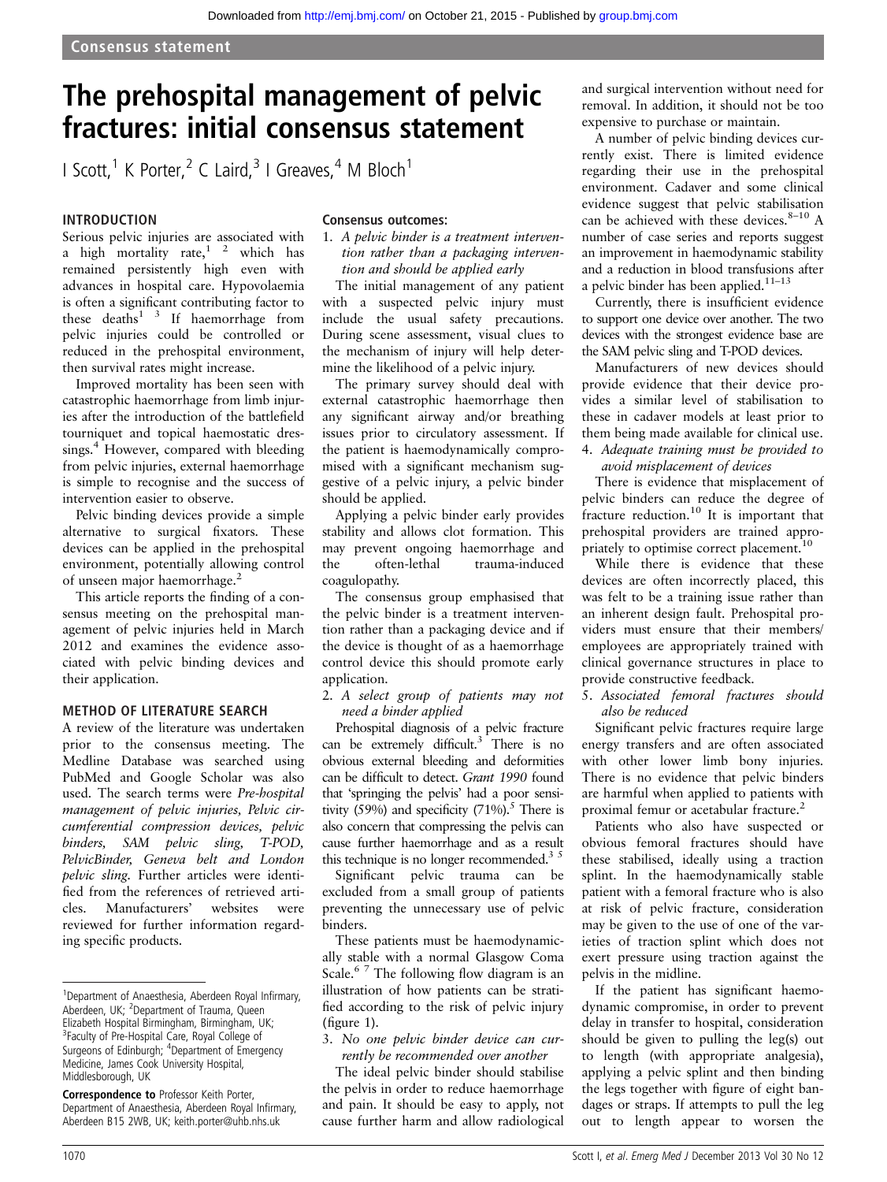Consensus statement

# The prehospital management of pelvic fractures: initial consensus statement

I Scott,[1] K Porter,[2] C Laird,[3] I Greaves,[4] M Bloch[1]

## INTRODUCTION

Serious pelvic injuries are associated with a high mortality rate,[1 2] which has remained persistently high even with advances in hospital care. Hypovolaemia is often a significant contributing factor to these deaths[1 3] If haemorrhage from pelvic injuries could be controlled or reduced in the prehospital environment, then survival rates might increase.

Improved mortality has been seen with catastrophic haemorrhage from limb injuries after the introduction of the battlefield tourniquet and topical haemostatic dressings.[4] However, compared with bleeding from pelvic injuries, external haemorrhage is simple to recognise and the success of intervention easier to observe.

Pelvic binding devices provide a simple alternative to surgical fixators. These devices can be applied in the prehospital environment, potentially allowing control of unseen major haemorrhage.[2]

This article reports the finding of a consensus meeting on the prehospital management of pelvic injuries held in March 2012 and examines the evidence associated with pelvic binding devices and their application.

## METHOD OF LITERATURE SEARCH

A review of the literature was undertaken prior to the consensus meeting. The Medline Database was searched using PubMed and Google Scholar was also used. The search terms were *Pre-hospital management of pelvic injuries, Pelvic circumferential compression devices, pelvic binders, SAM pelvic sling, T-POD, PelvicBinder, Geneva belt and London pelvic sling*. Further articles were identified from the references of retrieved articles. Manufacturers' websites were reviewed for further information regarding specific products.

[1]Department of Anaesthesia, Aberdeen Royal Infirmary, Aberdeen, UK; [2]Department of Trauma, Queen Elizabeth Hospital Birmingham, Birmingham, UK; [3]Faculty of Pre-Hospital Care, Royal College of Surgeons of Edinburgh; [4]Department of Emergency Medicine, James Cook University Hospital, Middlesborough, UK

**Correspondence to** Professor Keith Porter, Department of Anaesthesia, Aberdeen Royal Infirmary, Aberdeen B15 2WB, UK; keith.porter@uhb.nhs.uk

### Consensus outcomes:

1. *A pelvic binder is a treatment intervention rather than a packaging intervention and should be applied early*

The initial management of any patient with a suspected pelvic injury must include the usual safety precautions. During scene assessment, visual clues to the mechanism of injury will help determine the likelihood of a pelvic injury.

The primary survey should deal with external catastrophic haemorrhage then any significant airway and/or breathing issues prior to circulatory assessment. If the patient is haemodynamically compromised with a significant mechanism suggestive of a pelvic injury, a pelvic binder should be applied.

Applying a pelvic binder early provides stability and allows clot formation. This may prevent ongoing haemorrhage and the often-lethal trauma-induced coagulopathy.

The consensus group emphasised that the pelvic binder is a treatment intervention rather than a packaging device and if the device is thought of as a haemorrhage control device this should promote early application.

2. *A select group of patients may not need a binder applied*

Prehospital diagnosis of a pelvic fracture can be extremely difficult.[3] There is no obvious external bleeding and deformities can be difficult to detect. *Grant 1990* found that 'springing the pelvis' had a poor sensitivity (59%) and specificity (71%).[5] There is also concern that compressing the pelvis can cause further haemorrhage and as a result this technique is no longer recommended.[3 5]

Significant pelvic trauma can be excluded from a small group of patients preventing the unnecessary use of pelvic binders.

These patients must be haemodynamically stable with a normal Glasgow Coma Scale.[6 7] The following flow diagram is an illustration of how patients can be stratified according to the risk of pelvic injury (figure 1).

3. *No one pelvic binder device can currently be recommended over another*

The ideal pelvic binder should stabilise the pelvis in order to reduce haemorrhage and pain. It should be easy to apply, not cause further harm and allow radiological and surgical intervention without need for removal. In addition, it should not be too expensive to purchase or maintain.

A number of pelvic binding devices currently exist. There is limited evidence regarding their use in the prehospital environment. Cadaver and some clinical evidence suggest that pelvic stabilisation can be achieved with these devices.[8–10] A number of case series and reports suggest an improvement in haemodynamic stability and a reduction in blood transfusions after a pelvic binder has been applied.[11–13]

Currently, there is insufficient evidence to support one device over another. The two devices with the strongest evidence base are the SAM pelvic sling and T-POD devices.

Manufacturers of new devices should provide evidence that their device provides a similar level of stabilisation to these in cadaver models at least prior to them being made available for clinical use.

4. *Adequate training must be provided to avoid misplacement of devices*

There is evidence that misplacement of pelvic binders can reduce the degree of fracture reduction.[10] It is important that prehospital providers are trained appropriately to optimise correct placement.[10]

While there is evidence that these devices are often incorrectly placed, this was felt to be a training issue rather than an inherent design fault. Prehospital providers must ensure that their members/employees are appropriately trained with clinical governance structures in place to provide constructive feedback.

5. *Associated femoral fractures should also be reduced*

Significant pelvic fractures require large energy transfers and are often associated with other lower limb bony injuries. There is no evidence that pelvic binders are harmful when applied to patients with proximal femur or acetabular fracture.[2]

Patients who also have suspected or obvious femoral fractures should have these stabilised, ideally using a traction splint. In the haemodynamically stable patient with a femoral fracture who is also at risk of pelvic fracture, consideration may be given to the use of one of the varieties of traction splint which does not exert pressure using traction against the pelvis in the midline.

If the patient has significant haemodynamic compromise, in order to prevent delay in transfer to hospital, consideration should be given to pulling the leg(s) out to length (with appropriate analgesia), applying a pelvic splint and then binding the legs together with figure of eight bandages or straps. If attempts to pull the leg out to length appear to worsen the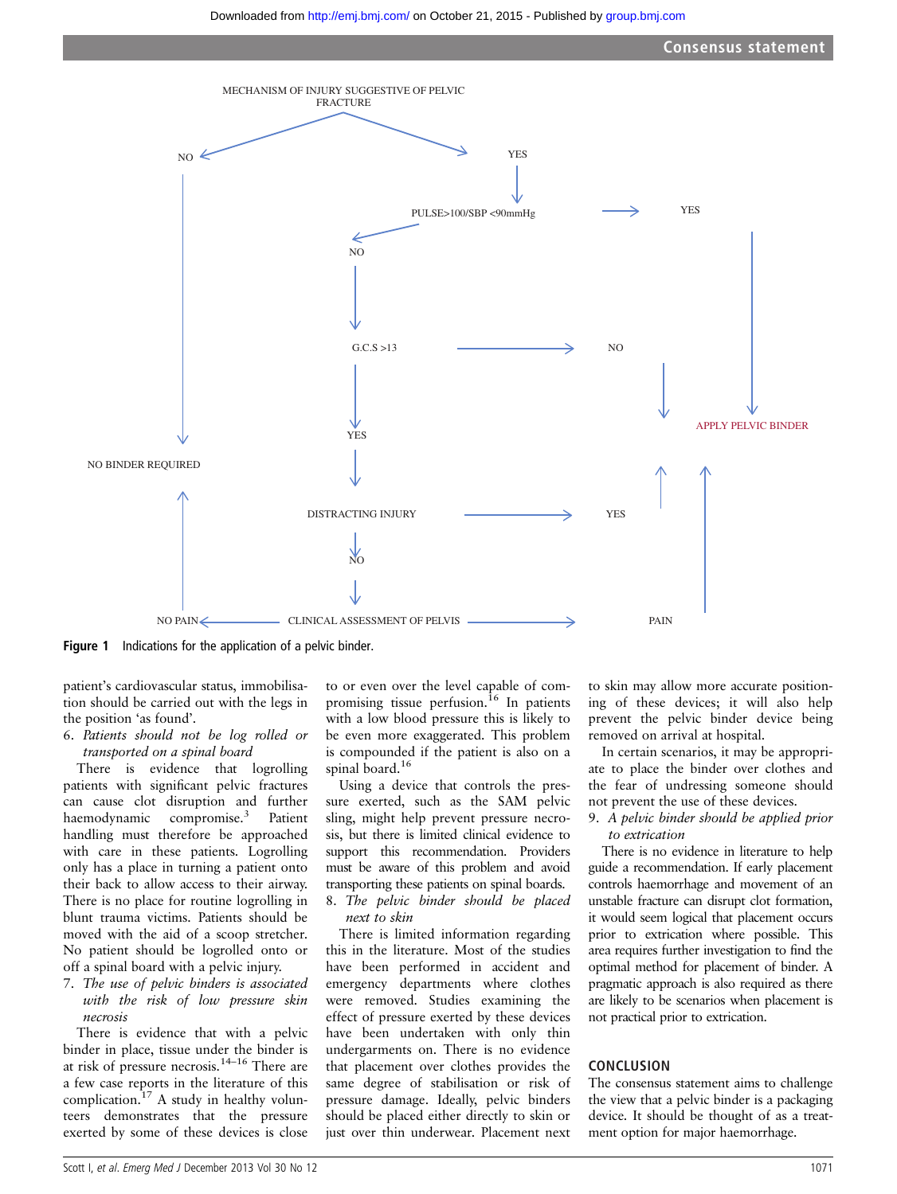MECHANISM OF INJURY SUGGESTIVE OF PELVIC FRACTURE

NO

YES

PULSE>100/SBP <90mmHg

YES

NO

G.C.S >13

NO

YES

APPLY PELVIC BINDER

NO BINDER REQUIRED

DISTRACTING INJURY

YES

NO

NO PAIN

CLINICAL ASSESSMENT OF PELVIS

PAIN

**Figure 1** Indications for the application of a pelvic binder.

patient's cardiovascular status, immobilisation should be carried out with the legs in the position 'as found'.

6. *Patients should not be log rolled or transported on a spinal board*

There is evidence that logrolling patients with significant pelvic fractures can cause clot disruption and further haemodynamic compromise.[3] Patient handling must therefore be approached with care in these patients. Logrolling only has a place in turning a patient onto their back to allow access to their airway. There is no place for routine logrolling in blunt trauma victims. Patients should be moved with the aid of a scoop stretcher. No patient should be logrolled onto or off a spinal board with a pelvic injury.

7. *The use of pelvic binders is associated with the risk of low pressure skin necrosis*

There is evidence that with a pelvic binder in place, tissue under the binder is at risk of pressure necrosis.[14–16] There are a few case reports in the literature of this complication.[17] A study in healthy volunteers demonstrates that the pressure exerted by some of these devices is close to or even over the level capable of compromising tissue perfusion.[16] In patients with a low blood pressure this is likely to be even more exaggerated. This problem is compounded if the patient is also on a spinal board.[16]

Using a device that controls the pressure exerted, such as the SAM pelvic sling, might help prevent pressure necrosis, but there is limited clinical evidence to support this recommendation. Providers must be aware of this problem and avoid transporting these patients on spinal boards.

8. *The pelvic binder should be placed next to skin*

There is limited information regarding this in the literature. Most of the studies have been performed in accident and emergency departments where clothes were removed. Studies examining the effect of pressure exerted by these devices have been undertaken with only thin undergarments on. There is no evidence that placement over clothes provides the same degree of stabilisation or risk of pressure damage. Ideally, pelvic binders should be placed either directly to skin or just over thin underwear. Placement next to skin may allow more accurate positioning of these devices; it will also help prevent the pelvic binder device being removed on arrival at hospital.

In certain scenarios, it may be appropriate to place the binder over clothes and the fear of undressing someone should not prevent the use of these devices.

9. *A pelvic binder should be applied prior to extrication*

There is no evidence in literature to help guide a recommendation. If early placement controls haemorrhage and movement of an unstable fracture can disrupt clot formation, it would seem logical that placement occurs prior to extrication where possible. This area requires further investigation to find the optimal method for placement of binder. A pragmatic approach is also required as there are likely to be scenarios when placement is not practical prior to extrication.

## CONCLUSION

The consensus statement aims to challenge the view that a pelvic binder is a packaging device. It should be thought of as a treatment option for major haemorrhage.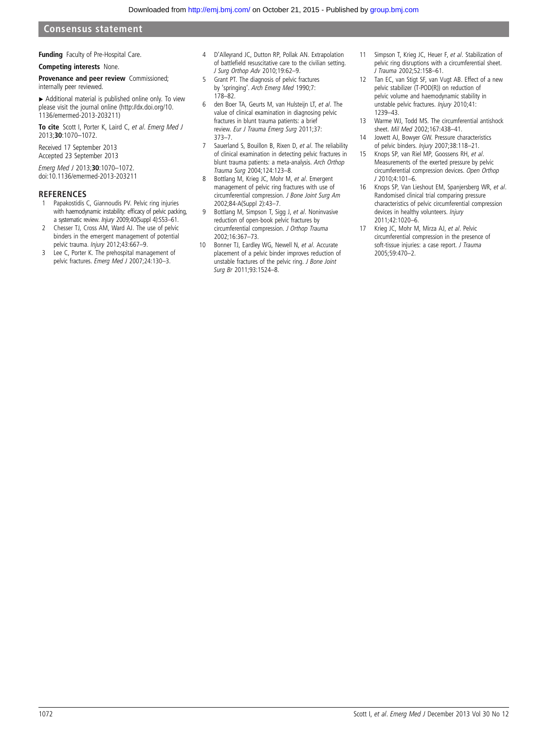**Funding** Faculty of Pre-Hospital Care.

**Competing interests** None.

**Provenance and peer review** Commissioned; internally peer reviewed.

▸ Additional material is published online only. To view please visit the journal online (http://dx.doi.org/10.1136/emermed-2013-203211)

**To cite** Scott I, Porter K, Laird C, *et al*. *Emerg Med J* 2013;**30**:1070–1072.

Received 17 September 2013
Accepted 23 September 2013

*Emerg Med J* 2013;**30**:1070–1072.
doi:10.1136/emermed-2013-203211

## REFERENCES

1. Papakostidis C, Giannoudis PV. Pelvic ring injuries with haemodynamic instability: efficacy of pelvic packing, a systematic review. *Injury* 2009;40(Suppl 4):S53–61.
2. Chesser TJ, Cross AM, Ward AJ. The use of pelvic binders in the emergent management of potential pelvic trauma. *Injury* 2012;43:667–9.
3. Lee C, Porter K. The prehospital management of pelvic fractures. *Emerg Med J* 2007;24:130–3.
4. D'Alleyrand JC, Dutton RP, Pollak AN. Extrapolation of battlefield resuscitative care to the civilian setting. *J Surg Orthop Adv* 2010;19:62–9.
5. Grant PT. The diagnosis of pelvic fractures by 'springing'. *Arch Emerg Med* 1990;7:178–82.
6. den Boer TA, Geurts M, van Hulsteijn LT, *et al*. The value of clinical examination in diagnosing pelvic fractures in blunt trauma patients: a brief review. *Eur J Trauma Emerg Surg* 2011;37:373–7.
7. Sauerland S, Bouillon B, Rixen D, *et al*. The reliability of clinical examination in detecting pelvic fractures in blunt trauma patients: a meta-analysis. *Arch Orthop Trauma Surg* 2004;124:123–8.
8. Bottlang M, Krieg JC, Mohr M, *et al*. Emergent management of pelvic ring fractures with use of circumferential compression. *J Bone Joint Surg Am* 2002;84-A(Suppl 2):43–7.
9. Bottlang M, Simpson T, Sigg J, *et al*. Noninvasive reduction of open-book pelvic fractures by circumferential compression. *J Orthop Trauma* 2002;16:367–73.
10. Bonner TJ, Eardley WG, Newell N, *et al*. Accurate placement of a pelvic binder improves reduction of unstable fractures of the pelvic ring. *J Bone Joint Surg Br* 2011;93:1524–8.
11. Simpson T, Krieg JC, Heuer F, *et al*. Stabilization of pelvic ring disruptions with a circumferential sheet. *J Trauma* 2002;52:158–61.
12. Tan EC, van Stigt SF, van Vugt AB. Effect of a new pelvic stabilizer (T-POD(R)) on reduction of pelvic volume and haemodynamic stability in unstable pelvic fractures. *Injury* 2010;41:1239–43.
13. Warme WJ, Todd MS. The circumferential antishock sheet. *Mil Med* 2002;167:438–41.
14. Jowett AJ, Bowyer GW. Pressure characteristics of pelvic binders. *Injury* 2007;38:118–21.
15. Knops SP, van Riel MP, Goossens RH, *et al*. Measurements of the exerted pressure by pelvic circumferential compression devices. *Open Orthop J* 2010;4:101–6.
16. Knops SP, Van Lieshout EM, Spanjersberg WR, *et al*. Randomised clinical trial comparing pressure characteristics of pelvic circumferential compression devices in healthy volunteers. *Injury* 2011;42:1020–6.
17. Krieg JC, Mohr M, Mirza AJ, *et al*. Pelvic circumferential compression in the presence of soft-tissue injuries: a case report. *J Trauma* 2005;59:470–2.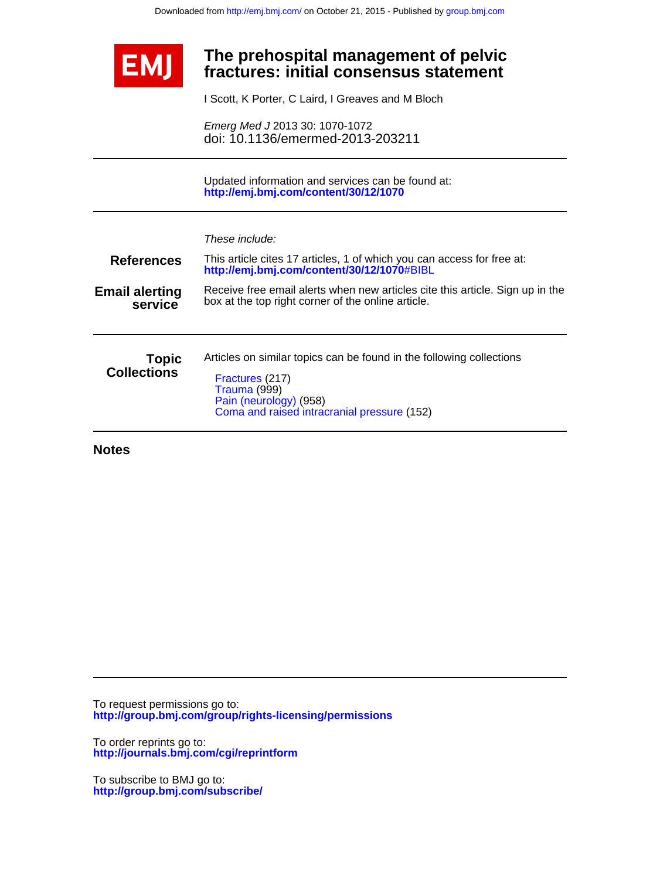Downloaded from http://emj.bmj.com/ on October 21, 2015 - Published by group.bmj.com

EMJ

# The prehospital management of pelvic fractures: initial consensus statement

I Scott, K Porter, C Laird, I Greaves and M Bloch

*Emerg Med J* 2013 30: 1070-1072
doi: 10.1136/emermed-2013-203211

Updated information and services can be found at:
**http://emj.bmj.com/content/30/12/1070**

*These include:*

**References**

This article cites 17 articles, 1 of which you can access for free at:
**http://emj.bmj.com/content/30/12/1070**#BIBL

**Email alerting service**

Receive free email alerts when new articles cite this article. Sign up in the box at the top right corner of the online article.

**Topic Collections**

Articles on similar topics can be found in the following collections

Fractures (217)
Trauma (999)
Pain (neurology) (958)
Coma and raised intracranial pressure (152)

## Notes

To request permissions go to:
**http://group.bmj.com/group/rights-licensing/permissions**

To order reprints go to:
**http://journals.bmj.com/cgi/reprintform**

To subscribe to BMJ go to:
**http://group.bmj.com/subscribe/**